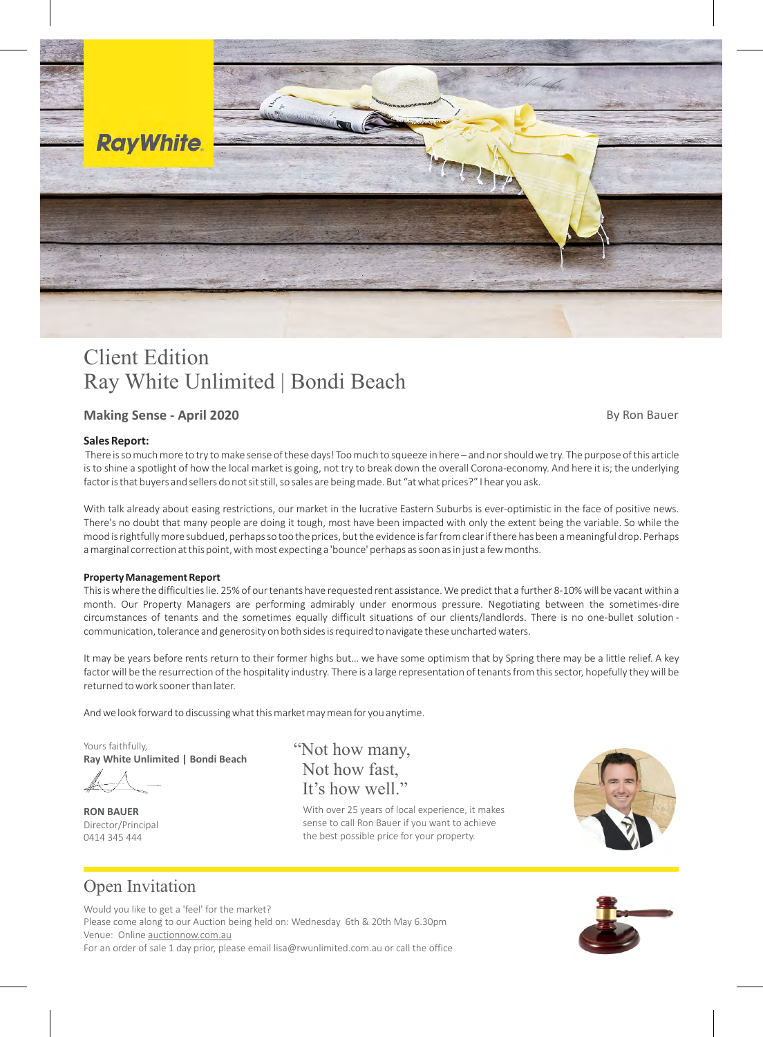RayWhite.

# Client Edition
# Ray White Unlimited | Bondi Beach

## Making Sense - April 2020

By Ron Bauer

### Sales Report:

There is so much more to try to make sense of these days! Too much to squeeze in here – and nor should we try. The purpose of this article is to shine a spotlight of how the local market is going, not try to break down the overall Corona-economy. And here it is; the underlying factor is that buyers and sellers do not sit still, so sales are being made. But "at what prices?" I hear you ask.

With talk already about easing restrictions, our market in the lucrative Eastern Suburbs is ever-optimistic in the face of positive news. There's no doubt that many people are doing it tough, most have been impacted with only the extent being the variable. So while the mood is rightfully more subdued, perhaps so too the prices, but the evidence is far from clear if there has been a meaningful drop. Perhaps a marginal correction at this point, with most expecting a 'bounce' perhaps as soon as in just a few months.

### Property Management Report

This is where the difficulties lie. 25% of our tenants have requested rent assistance. We predict that a further 8-10% will be vacant within a month. Our Property Managers are performing admirably under enormous pressure. Negotiating between the sometimes-dire circumstances of tenants and the sometimes equally difficult situations of our clients/landlords. There is no one-bullet solution - communication, tolerance and generosity on both sides is required to navigate these uncharted waters.

It may be years before rents return to their former highs but… we have some optimism that by Spring there may be a little relief. A key factor will be the resurrection of the hospitality industry. There is a large representation of tenants from this sector, hopefully they will be returned to work sooner than later.

And we look forward to discussing what this market may mean for you anytime.

Yours faithfully,
**Ray White Unlimited | Bondi Beach**

**RON BAUER**
Director/Principal
0414 345 444

"Not how many,
Not how fast,
It's how well."

With over 25 years of local experience, it makes sense to call Ron Bauer if you want to achieve the best possible price for your property.

## Open Invitation

Would you like to get a 'feel' for the market?
Please come along to our Auction being held on: Wednesday 6th & 20th May 6.30pm
Venue: Online auctionnow.com.au
For an order of sale 1 day prior, please email lisa@rwunlimited.com.au or call the office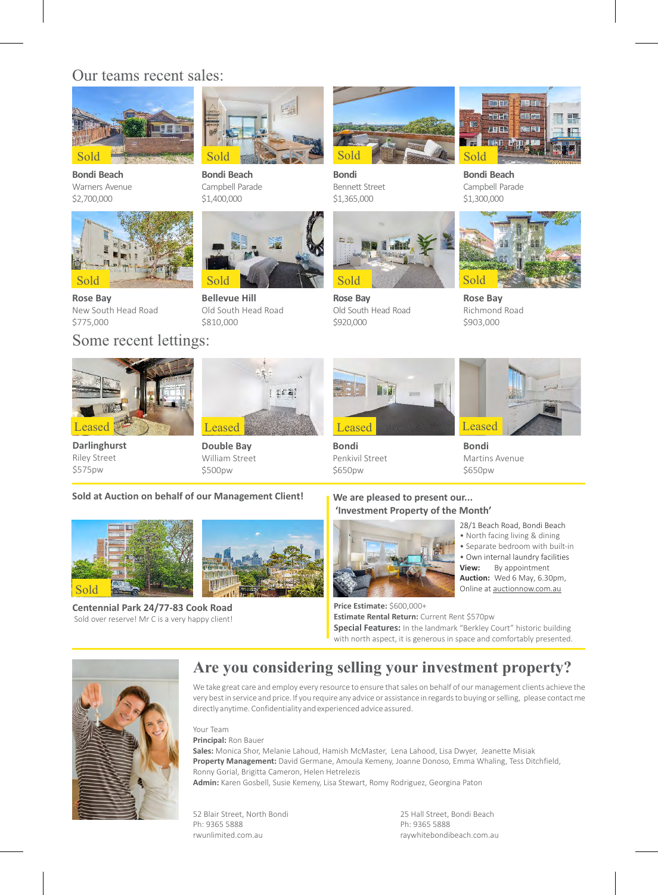## Our teams recent sales:

Sold

**Bondi Beach**
Warners Avenue
$2,700,000

Sold

**Bondi Beach**
Campbell Parade
$1,400,000

Sold

**Bondi**
Bennett Street
$1,365,000

Sold

**Bondi Beach**
Campbell Parade
$1,300,000

Sold

**Rose Bay**
New South Head Road
$775,000

Sold

**Bellevue Hill**
Old South Head Road
$810,000

Sold

**Rose Bay**
Old South Head Road
$920,000

Sold

**Rose Bay**
Richmond Road
$903,000

## Some recent lettings:

Leased

**Darlinghurst**
Riley Street
$575pw

Leased

**Double Bay**
William Street
$500pw

Leased

**Bondi**
Penkivil Street
$650pw

Leased

**Bondi**
Martins Avenue
$650pw

**Sold at Auction on behalf of our Management Client!**

Sold

**Centennial Park 24/77-83 Cook Road**
Sold over reserve! Mr C is a very happy client!

**We are pleased to present our...**
**'Investment Property of the Month'**

28/1 Beach Road, Bondi Beach
- North facing living & dining
- Separate bedroom with built-in
- Own internal laundry facilities

**View:** By appointment
**Auction:** Wed 6 May, 6.30pm, Online at auctionnow.com.au

**Price Estimate:** $600,000+
**Estimate Rental Return:** Current Rent $570pw
**Special Features:** In the landmark "Berkley Court" historic building with north aspect, it is generous in space and comfortably presented.

## Are you considering selling your investment property?

We take great care and employ every resource to ensure that sales on behalf of our management clients achieve the very best in service and price. If you require any advice or assistance in regards to buying or selling, please contact me directly anytime. Confidentiality and experienced advice assured.

Your Team
**Principal:** Ron Bauer
**Sales:** Monica Shor, Melanie Lahoud, Hamish McMaster, Lena Lahood, Lisa Dwyer, Jeanette Misiak
**Property Management:** David Germane, Amoula Kemeny, Joanne Donoso, Emma Whaling, Tess Ditchfield, Ronny Gorial, Brigitta Cameron, Helen Hetrelezis
**Admin:** Karen Gosbell, Susie Kemeny, Lisa Stewart, Romy Rodriguez, Georgina Paton

52 Blair Street, North Bondi
Ph: 9365 5888
rwunlimited.com.au

25 Hall Street, Bondi Beach
Ph: 9365 5888
raywhitebondibeach.com.au